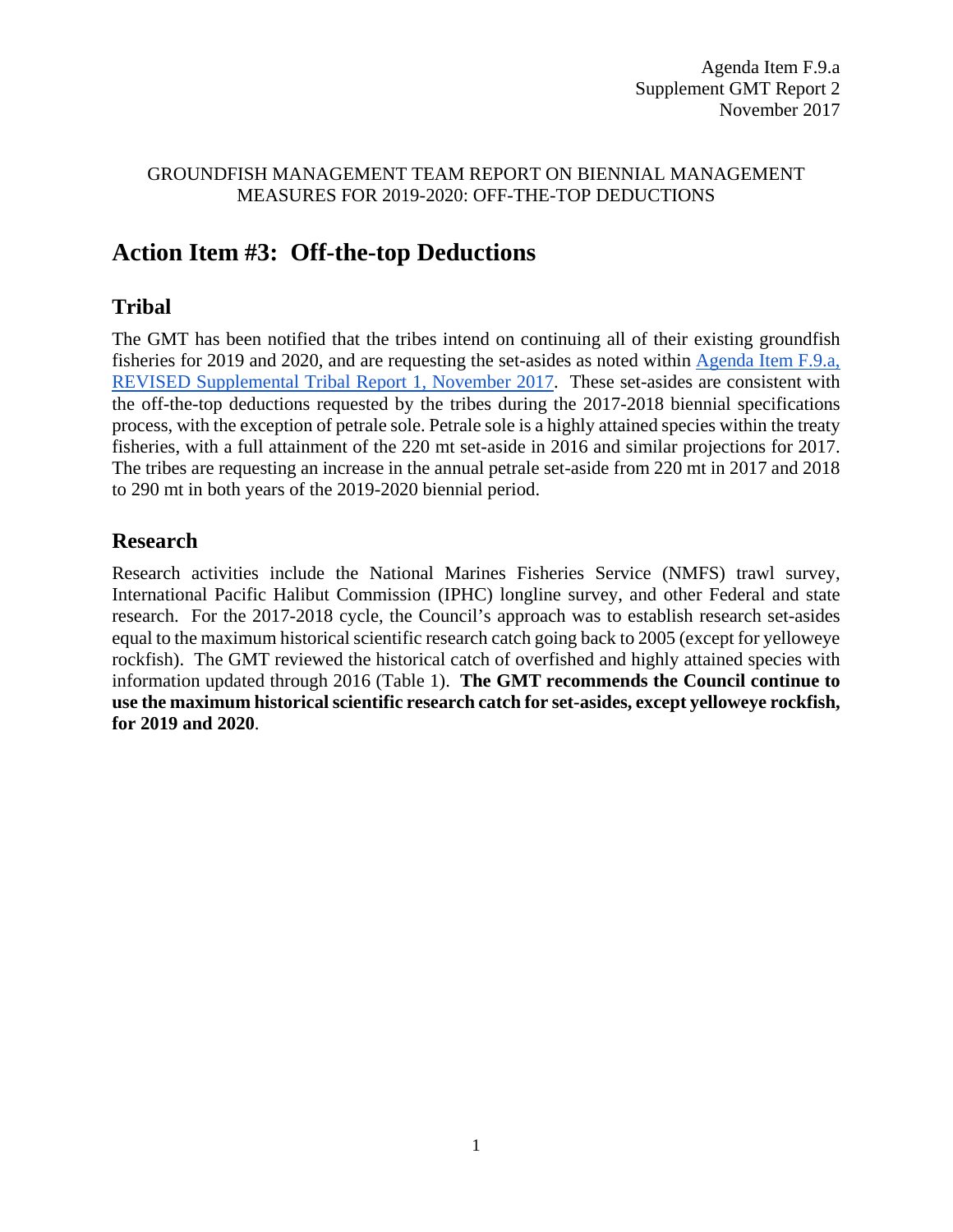Agenda Item F.9.a
Supplement GMT Report 2
November 2017

GROUNDFISH MANAGEMENT TEAM REPORT ON BIENNIAL MANAGEMENT MEASURES FOR 2019-2020: OFF-THE-TOP DEDUCTIONS

# Action Item #3: Off-the-top Deductions

## Tribal

The GMT has been notified that the tribes intend on continuing all of their existing groundfish fisheries for 2019 and 2020, and are requesting the set-asides as noted within [Agenda Item F.9.a, REVISED Supplemental Tribal Report 1, November 2017](). These set-asides are consistent with the off-the-top deductions requested by the tribes during the 2017-2018 biennial specifications process, with the exception of petrale sole. Petrale sole is a highly attained species within the treaty fisheries, with a full attainment of the 220 mt set-aside in 2016 and similar projections for 2017. The tribes are requesting an increase in the annual petrale set-aside from 220 mt in 2017 and 2018 to 290 mt in both years of the 2019-2020 biennial period.

## Research

Research activities include the National Marines Fisheries Service (NMFS) trawl survey, International Pacific Halibut Commission (IPHC) longline survey, and other Federal and state research. For the 2017-2018 cycle, the Council's approach was to establish research set-asides equal to the maximum historical scientific research catch going back to 2005 (except for yelloweye rockfish). The GMT reviewed the historical catch of overfished and highly attained species with information updated through 2016 (Table 1). **The GMT recommends the Council continue to use the maximum historical scientific research catch for set-asides, except yelloweye rockfish, for 2019 and 2020**.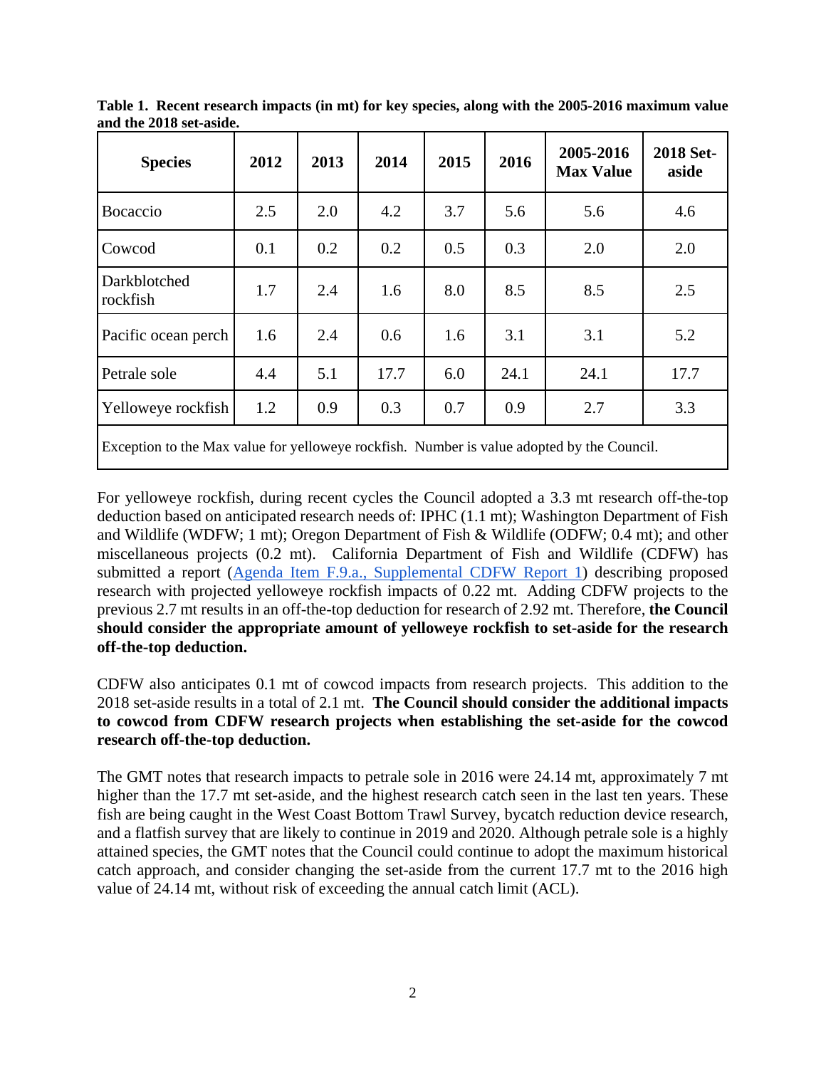**Table 1. Recent research impacts (in mt) for key species, along with the 2005-2016 maximum value and the 2018 set-aside.**

| Species | 2012 | 2013 | 2014 | 2015 | 2016 | 2005-2016 Max Value | 2018 Set-aside |
|---|---|---|---|---|---|---|---|
| Bocaccio | 2.5 | 2.0 | 4.2 | 3.7 | 5.6 | 5.6 | 4.6 |
| Cowcod | 0.1 | 0.2 | 0.2 | 0.5 | 0.3 | 2.0 | 2.0 |
| Darkblotched rockfish | 1.7 | 2.4 | 1.6 | 8.0 | 8.5 | 8.5 | 2.5 |
| Pacific ocean perch | 1.6 | 2.4 | 0.6 | 1.6 | 3.1 | 3.1 | 5.2 |
| Petrale sole | 4.4 | 5.1 | 17.7 | 6.0 | 24.1 | 24.1 | 17.7 |
| Yelloweye rockfish | 1.2 | 0.9 | 0.3 | 0.7 | 0.9 | 2.7 | 3.3 |

Exception to the Max value for yelloweye rockfish. Number is value adopted by the Council.

For yelloweye rockfish, during recent cycles the Council adopted a 3.3 mt research off-the-top deduction based on anticipated research needs of: IPHC (1.1 mt); Washington Department of Fish and Wildlife (WDFW; 1 mt); Oregon Department of Fish & Wildlife (ODFW; 0.4 mt); and other miscellaneous projects (0.2 mt). California Department of Fish and Wildlife (CDFW) has submitted a report (Agenda Item F.9.a., Supplemental CDFW Report 1) describing proposed research with projected yelloweye rockfish impacts of 0.22 mt. Adding CDFW projects to the previous 2.7 mt results in an off-the-top deduction for research of 2.92 mt. Therefore, **the Council should consider the appropriate amount of yelloweye rockfish to set-aside for the research off-the-top deduction.**

CDFW also anticipates 0.1 mt of cowcod impacts from research projects. This addition to the 2018 set-aside results in a total of 2.1 mt. **The Council should consider the additional impacts to cowcod from CDFW research projects when establishing the set-aside for the cowcod research off-the-top deduction.**

The GMT notes that research impacts to petrale sole in 2016 were 24.14 mt, approximately 7 mt higher than the 17.7 mt set-aside, and the highest research catch seen in the last ten years. These fish are being caught in the West Coast Bottom Trawl Survey, bycatch reduction device research, and a flatfish survey that are likely to continue in 2019 and 2020. Although petrale sole is a highly attained species, the GMT notes that the Council could continue to adopt the maximum historical catch approach, and consider changing the set-aside from the current 17.7 mt to the 2016 high value of 24.14 mt, without risk of exceeding the annual catch limit (ACL).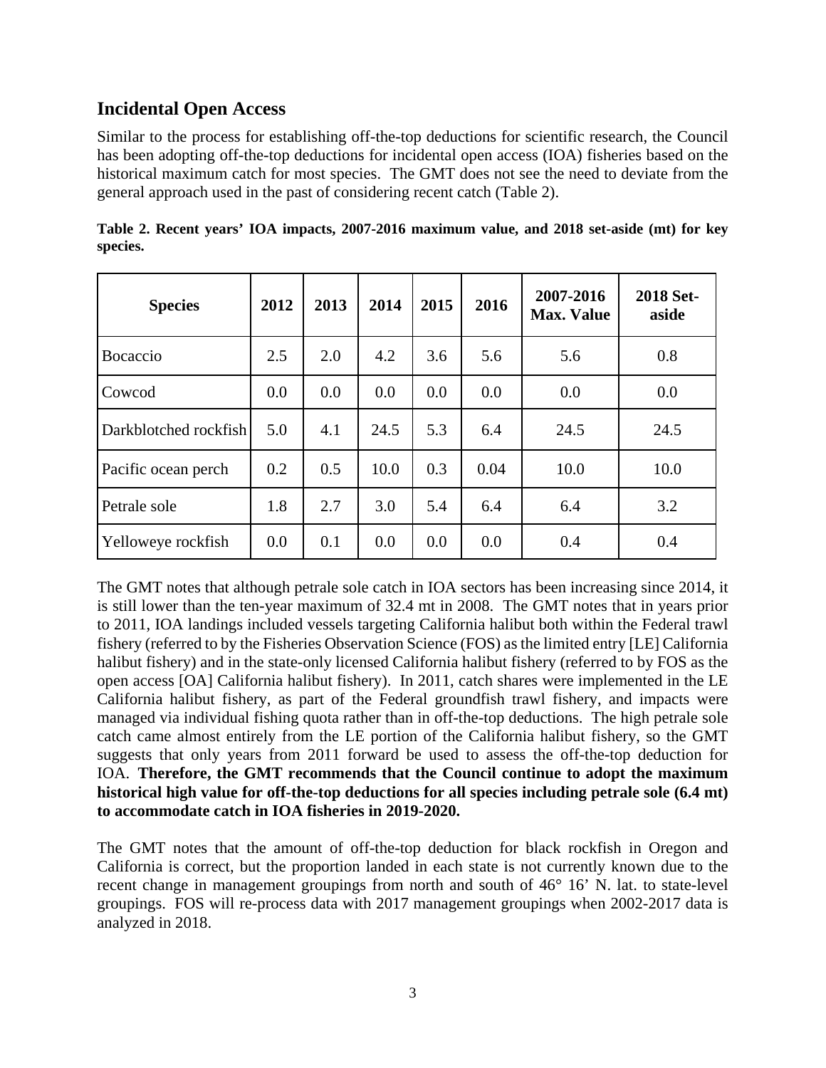## Incidental Open Access

Similar to the process for establishing off-the-top deductions for scientific research, the Council has been adopting off-the-top deductions for incidental open access (IOA) fisheries based on the historical maximum catch for most species. The GMT does not see the need to deviate from the general approach used in the past of considering recent catch (Table 2).

**Table 2. Recent years' IOA impacts, 2007-2016 maximum value, and 2018 set-aside (mt) for key species.**

| Species | 2012 | 2013 | 2014 | 2015 | 2016 | 2007-2016 Max. Value | 2018 Set-aside |
|---|---|---|---|---|---|---|---|
| Bocaccio | 2.5 | 2.0 | 4.2 | 3.6 | 5.6 | 5.6 | 0.8 |
| Cowcod | 0.0 | 0.0 | 0.0 | 0.0 | 0.0 | 0.0 | 0.0 |
| Darkblotched rockfish | 5.0 | 4.1 | 24.5 | 5.3 | 6.4 | 24.5 | 24.5 |
| Pacific ocean perch | 0.2 | 0.5 | 10.0 | 0.3 | 0.04 | 10.0 | 10.0 |
| Petrale sole | 1.8 | 2.7 | 3.0 | 5.4 | 6.4 | 6.4 | 3.2 |
| Yelloweye rockfish | 0.0 | 0.1 | 0.0 | 0.0 | 0.0 | 0.4 | 0.4 |

The GMT notes that although petrale sole catch in IOA sectors has been increasing since 2014, it is still lower than the ten-year maximum of 32.4 mt in 2008. The GMT notes that in years prior to 2011, IOA landings included vessels targeting California halibut both within the Federal trawl fishery (referred to by the Fisheries Observation Science (FOS) as the limited entry [LE] California halibut fishery) and in the state-only licensed California halibut fishery (referred to by FOS as the open access [OA] California halibut fishery). In 2011, catch shares were implemented in the LE California halibut fishery, as part of the Federal groundfish trawl fishery, and impacts were managed via individual fishing quota rather than in off-the-top deductions. The high petrale sole catch came almost entirely from the LE portion of the California halibut fishery, so the GMT suggests that only years from 2011 forward be used to assess the off-the-top deduction for IOA. **Therefore, the GMT recommends that the Council continue to adopt the maximum historical high value for off-the-top deductions for all species including petrale sole (6.4 mt) to accommodate catch in IOA fisheries in 2019-2020.**

The GMT notes that the amount of off-the-top deduction for black rockfish in Oregon and California is correct, but the proportion landed in each state is not currently known due to the recent change in management groupings from north and south of 46° 16' N. lat. to state-level groupings. FOS will re-process data with 2017 management groupings when 2002-2017 data is analyzed in 2018.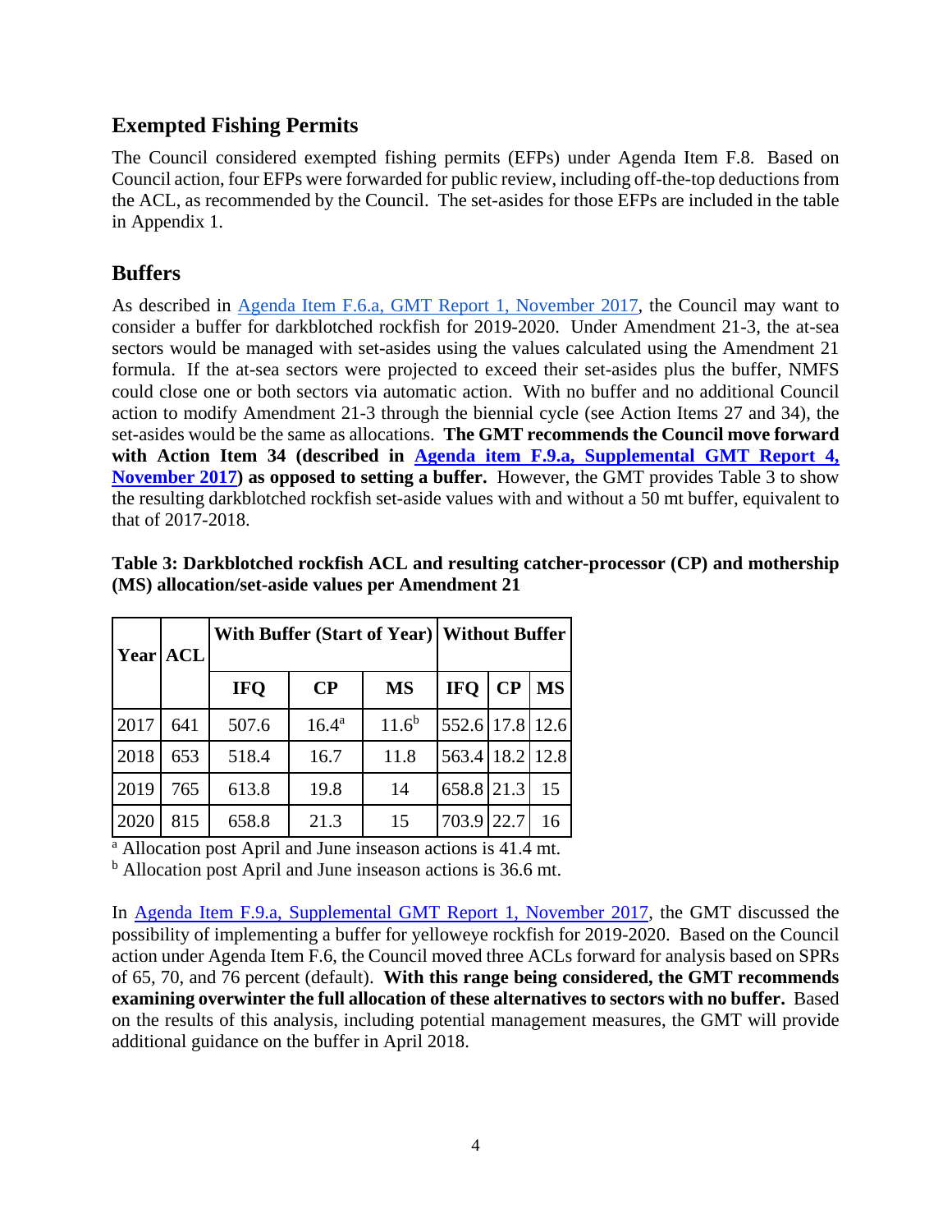## Exempted Fishing Permits

The Council considered exempted fishing permits (EFPs) under Agenda Item F.8. Based on Council action, four EFPs were forwarded for public review, including off-the-top deductions from the ACL, as recommended by the Council. The set-asides for those EFPs are included in the table in Appendix 1.

## Buffers

As described in Agenda Item F.6.a, GMT Report 1, November 2017, the Council may want to consider a buffer for darkblotched rockfish for 2019-2020. Under Amendment 21-3, the at-sea sectors would be managed with set-asides using the values calculated using the Amendment 21 formula. If the at-sea sectors were projected to exceed their set-asides plus the buffer, NMFS could close one or both sectors via automatic action. With no buffer and no additional Council action to modify Amendment 21-3 through the biennial cycle (see Action Items 27 and 34), the set-asides would be the same as allocations. **The GMT recommends the Council move forward with Action Item 34 (described in Agenda item F.9.a, Supplemental GMT Report 4, November 2017) as opposed to setting a buffer.** However, the GMT provides Table 3 to show the resulting darkblotched rockfish set-aside values with and without a 50 mt buffer, equivalent to that of 2017-2018.

**Table 3: Darkblotched rockfish ACL and resulting catcher-processor (CP) and mothership (MS) allocation/set-aside values per Amendment 21**

| Year | ACL | With Buffer (Start of Year) | | | Without Buffer | | |
|---|---|---|---|---|---|---|---|
| | | IFQ | CP | MS | IFQ | CP | MS |
| 2017 | 641 | 507.6 | 16.4[a] | 11.6[b] | 552.6 | 17.8 | 12.6 |
| 2018 | 653 | 518.4 | 16.7 | 11.8 | 563.4 | 18.2 | 12.8 |
| 2019 | 765 | 613.8 | 19.8 | 14 | 658.8 | 21.3 | 15 |
| 2020 | 815 | 658.8 | 21.3 | 15 | 703.9 | 22.7 | 16 |

[a] Allocation post April and June inseason actions is 41.4 mt.
[b] Allocation post April and June inseason actions is 36.6 mt.

In Agenda Item F.9.a, Supplemental GMT Report 1, November 2017, the GMT discussed the possibility of implementing a buffer for yelloweye rockfish for 2019-2020. Based on the Council action under Agenda Item F.6, the Council moved three ACLs forward for analysis based on SPRs of 65, 70, and 76 percent (default). **With this range being considered, the GMT recommends examining overwinter the full allocation of these alternatives to sectors with no buffer.** Based on the results of this analysis, including potential management measures, the GMT will provide additional guidance on the buffer in April 2018.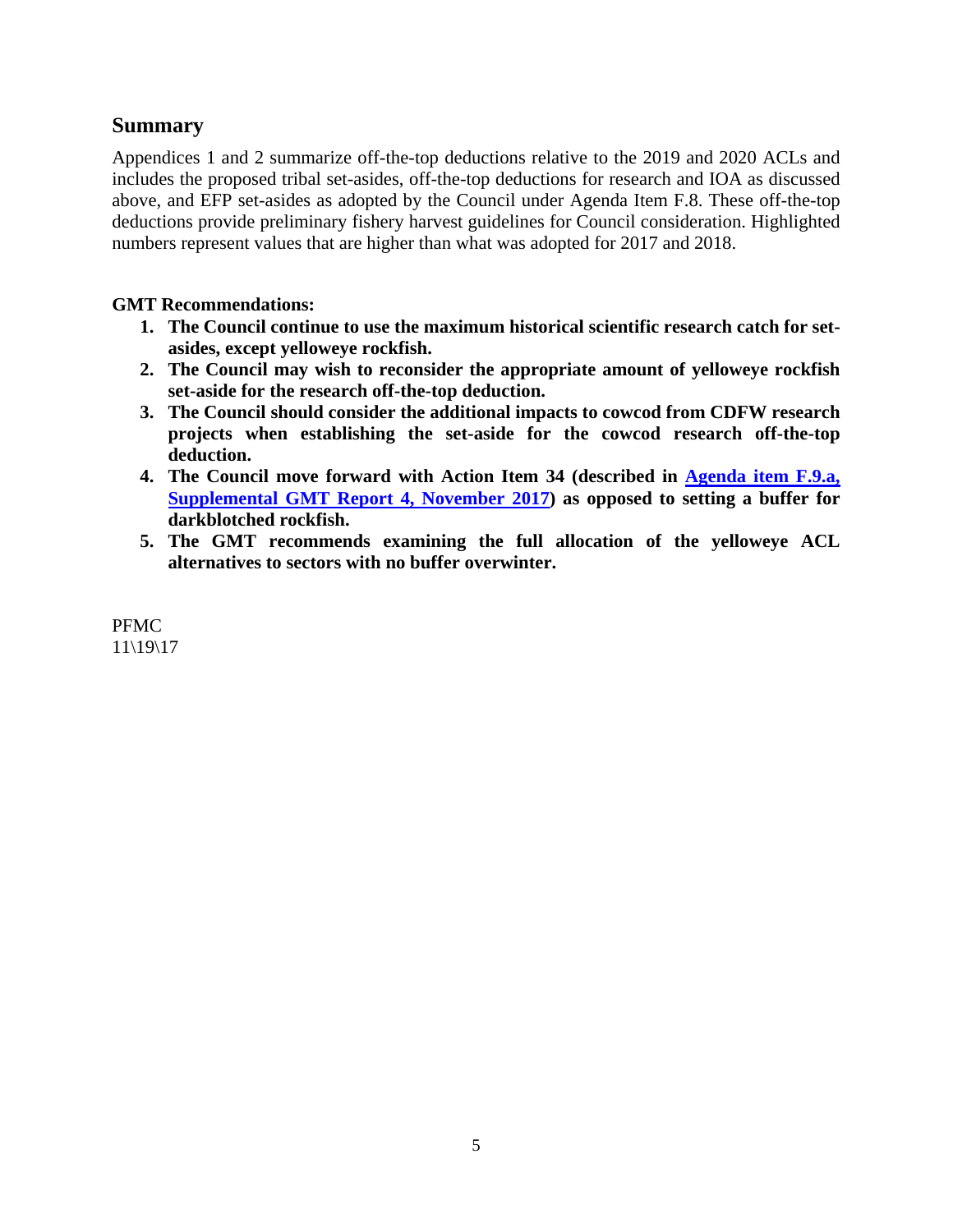## Summary

Appendices 1 and 2 summarize off-the-top deductions relative to the 2019 and 2020 ACLs and includes the proposed tribal set-asides, off-the-top deductions for research and IOA as discussed above, and EFP set-asides as adopted by the Council under Agenda Item F.8. These off-the-top deductions provide preliminary fishery harvest guidelines for Council consideration. Highlighted numbers represent values that are higher than what was adopted for 2017 and 2018.

**GMT Recommendations:**

1. **The Council continue to use the maximum historical scientific research catch for set-asides, except yelloweye rockfish.**
2. **The Council may wish to reconsider the appropriate amount of yelloweye rockfish set-aside for the research off-the-top deduction.**
3. **The Council should consider the additional impacts to cowcod from CDFW research projects when establishing the set-aside for the cowcod research off-the-top deduction.**
4. **The Council move forward with Action Item 34 (described in [Agenda item F.9.a, Supplemental GMT Report 4, November 2017]) as opposed to setting a buffer for darkblotched rockfish.**
5. **The GMT recommends examining the full allocation of the yelloweye ACL alternatives to sectors with no buffer overwinter.**

PFMC
11\19\17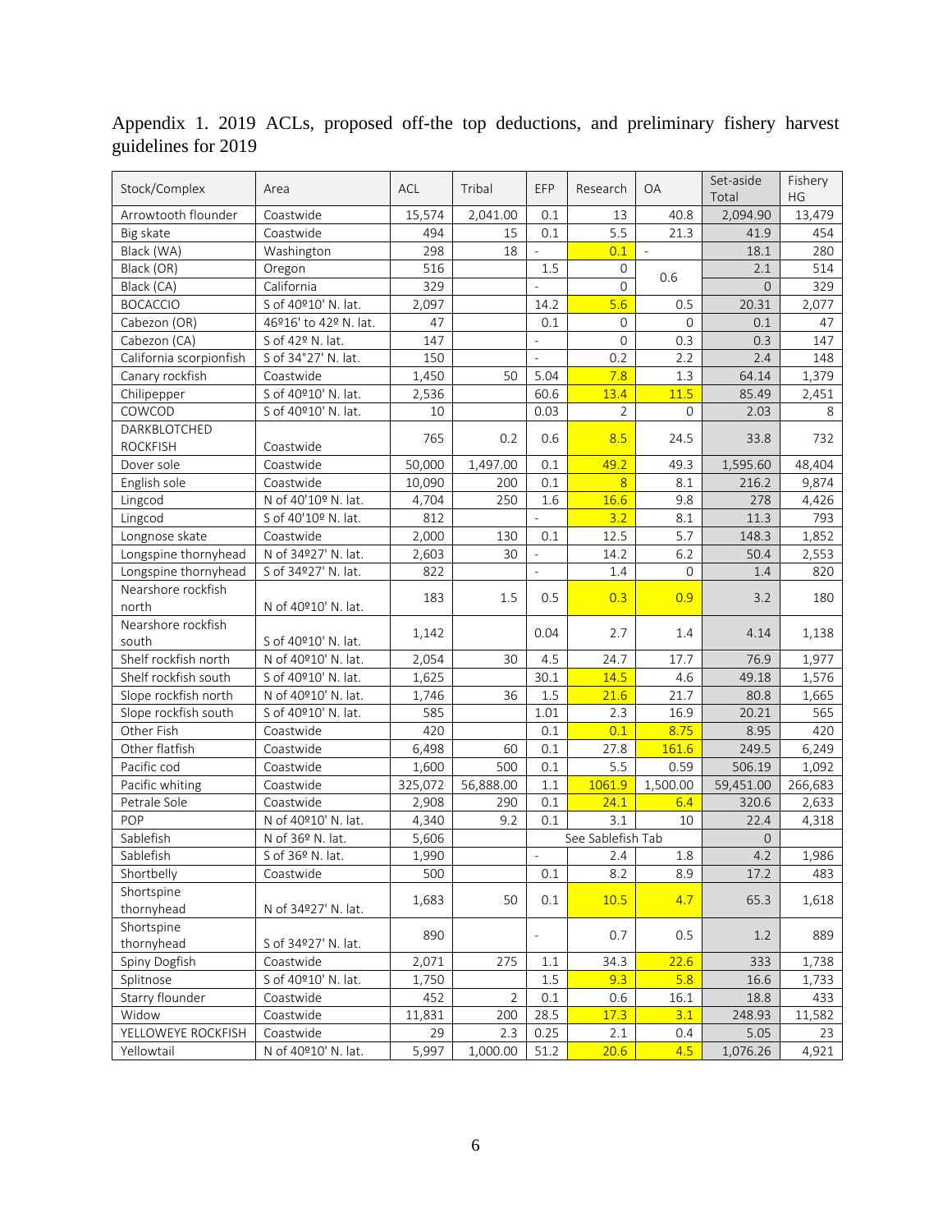Appendix 1. 2019 ACLs, proposed off-the top deductions, and preliminary fishery harvest guidelines for 2019

| Stock/Complex | Area | ACL | Tribal | EFP | Research | OA | Set-aside Total | Fishery HG |
|---|---|---|---|---|---|---|---|---|
| Arrowtooth flounder | Coastwide | 15,574 | 2,041.00 | 0.1 | 13 | 40.8 | 2,094.90 | 13,479 |
| Big skate | Coastwide | 494 | 15 | 0.1 | 5.5 | 21.3 | 41.9 | 454 |
| Black (WA) | Washington | 298 | 18 | - | 0.1 | - | 18.1 | 280 |
| Black (OR) | Oregon | 516 | | 1.5 | 0 | 0.6 | 2.1 | 514 |
| Black (CA) | California | 329 | | - | 0 | | 0 | 329 |
| BOCACCIO | S of 40º10' N. lat. | 2,097 | | 14.2 | 5.6 | 0.5 | 20.31 | 2,077 |
| Cabezon (OR) | 46º16' to 42º N. lat. | 47 | | 0.1 | 0 | 0 | 0.1 | 47 |
| Cabezon (CA) | S of 42º N. lat. | 147 | | - | 0 | 0.3 | 0.3 | 147 |
| California scorpionfish | S of 34°27' N. lat. | 150 | | - | 0.2 | 2.2 | 2.4 | 148 |
| Canary rockfish | Coastwide | 1,450 | 50 | 5.04 | 7.8 | 1.3 | 64.14 | 1,379 |
| Chilipepper | S of 40º10' N. lat. | 2,536 | | 60.6 | 13.4 | 11.5 | 85.49 | 2,451 |
| COWCOD | S of 40º10' N. lat. | 10 | | 0.03 | 2 | 0 | 2.03 | 8 |
| DARKBLOTCHED ROCKFISH | Coastwide | 765 | 0.2 | 0.6 | 8.5 | 24.5 | 33.8 | 732 |
| Dover sole | Coastwide | 50,000 | 1,497.00 | 0.1 | 49.2 | 49.3 | 1,595.60 | 48,404 |
| English sole | Coastwide | 10,090 | 200 | 0.1 | 8 | 8.1 | 216.2 | 9,874 |
| Lingcod | N of 40'10º N. lat. | 4,704 | 250 | 1.6 | 16.6 | 9.8 | 278 | 4,426 |
| Lingcod | S of 40'10º N. lat. | 812 | | - | 3.2 | 8.1 | 11.3 | 793 |
| Longnose skate | Coastwide | 2,000 | 130 | 0.1 | 12.5 | 5.7 | 148.3 | 1,852 |
| Longspine thornyhead | N of 34º27' N. lat. | 2,603 | 30 | - | 14.2 | 6.2 | 50.4 | 2,553 |
| Longspine thornyhead | S of 34º27' N. lat. | 822 | | - | 1.4 | 0 | 1.4 | 820 |
| Nearshore rockfish north | N of 40º10' N. lat. | 183 | 1.5 | 0.5 | 0.3 | 0.9 | 3.2 | 180 |
| Nearshore rockfish south | S of 40º10' N. lat. | 1,142 | | 0.04 | 2.7 | 1.4 | 4.14 | 1,138 |
| Shelf rockfish north | N of 40º10' N. lat. | 2,054 | 30 | 4.5 | 24.7 | 17.7 | 76.9 | 1,977 |
| Shelf rockfish south | S of 40º10' N. lat. | 1,625 | | 30.1 | 14.5 | 4.6 | 49.18 | 1,576 |
| Slope rockfish north | N of 40º10' N. lat. | 1,746 | 36 | 1.5 | 21.6 | 21.7 | 80.8 | 1,665 |
| Slope rockfish south | S of 40º10' N. lat. | 585 | | 1.01 | 2.3 | 16.9 | 20.21 | 565 |
| Other Fish | Coastwide | 420 | | 0.1 | 0.1 | 8.75 | 8.95 | 420 |
| Other flatfish | Coastwide | 6,498 | 60 | 0.1 | 27.8 | 161.6 | 249.5 | 6,249 |
| Pacific cod | Coastwide | 1,600 | 500 | 0.1 | 5.5 | 0.59 | 506.19 | 1,092 |
| Pacific whiting | Coastwide | 325,072 | 56,888.00 | 1.1 | 1061.9 | 1,500.00 | 59,451.00 | 266,683 |
| Petrale Sole | Coastwide | 2,908 | 290 | 0.1 | 24.1 | 6.4 | 320.6 | 2,633 |
| POP | N of 40º10' N. lat. | 4,340 | 9.2 | 0.1 | 3.1 | 10 | 22.4 | 4,318 |
| Sablefish | N of 36º N. lat. | 5,606 | | See Sablefish Tab | | | 0 | |
| Sablefish | S of 36º N. lat. | 1,990 | | - | 2.4 | 1.8 | 4.2 | 1,986 |
| Shortbelly | Coastwide | 500 | | 0.1 | 8.2 | 8.9 | 17.2 | 483 |
| Shortspine thornyhead | N of 34º27' N. lat. | 1,683 | 50 | 0.1 | 10.5 | 4.7 | 65.3 | 1,618 |
| Shortspine thornyhead | S of 34º27' N. lat. | 890 | | - | 0.7 | 0.5 | 1.2 | 889 |
| Spiny Dogfish | Coastwide | 2,071 | 275 | 1.1 | 34.3 | 22.6 | 333 | 1,738 |
| Splitnose | S of 40º10' N. lat. | 1,750 | | 1.5 | 9.3 | 5.8 | 16.6 | 1,733 |
| Starry flounder | Coastwide | 452 | 2 | 0.1 | 0.6 | 16.1 | 18.8 | 433 |
| Widow | Coastwide | 11,831 | 200 | 28.5 | 17.3 | 3.1 | 248.93 | 11,582 |
| YELLOWEYE ROCKFISH | Coastwide | 29 | 2.3 | 0.25 | 2.1 | 0.4 | 5.05 | 23 |
| Yellowtail | N of 40º10' N. lat. | 5,997 | 1,000.00 | 51.2 | 20.6 | 4.5 | 1,076.26 | 4,921 |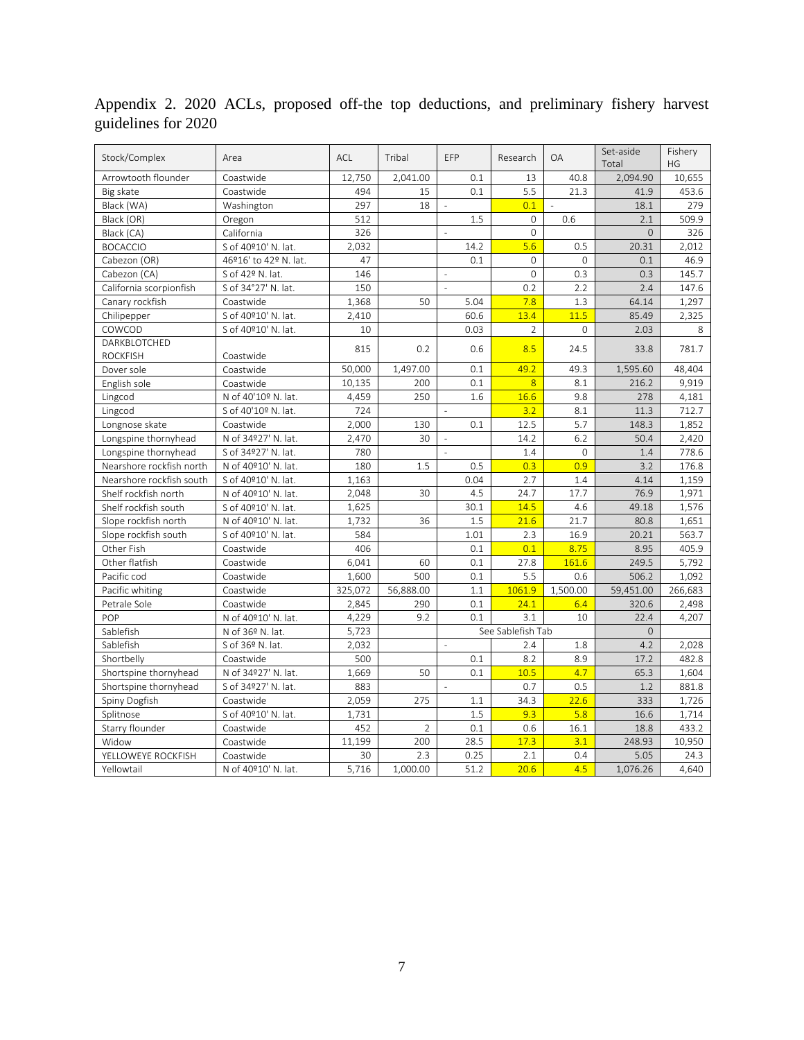Appendix 2. 2020 ACLs, proposed off-the top deductions, and preliminary fishery harvest guidelines for 2020

| Stock/Complex | Area | ACL | Tribal | EFP | Research | OA | Set-aside Total | Fishery HG |
|---|---|---|---|---|---|---|---|---|
| Arrowtooth flounder | Coastwide | 12,750 | 2,041.00 | 0.1 | 13 | 40.8 | 2,094.90 | 10,655 |
| Big skate | Coastwide | 494 | 15 | 0.1 | 5.5 | 21.3 | 41.9 | 453.6 |
| Black (WA) | Washington | 297 | 18 | - | 0.1 | - | 18.1 | 279 |
| Black (OR) | Oregon | 512 | | 1.5 | 0 | 0.6 | 2.1 | 509.9 |
| Black (CA) | California | 326 | | - | 0 | | 0 | 326 |
| BOCACCIO | S of 40º10' N. lat. | 2,032 | | 14.2 | 5.6 | 0.5 | 20.31 | 2,012 |
| Cabezon (OR) | 46º16' to 42º N. lat. | 47 | | 0.1 | 0 | 0 | 0.1 | 46.9 |
| Cabezon (CA) | S of 42º N. lat. | 146 | | - | 0 | 0.3 | 0.3 | 145.7 |
| California scorpionfish | S of 34°27' N. lat. | 150 | | - | 0.2 | 2.2 | 2.4 | 147.6 |
| Canary rockfish | Coastwide | 1,368 | 50 | 5.04 | 7.8 | 1.3 | 64.14 | 1,297 |
| Chilipepper | S of 40º10' N. lat. | 2,410 | | 60.6 | 13.4 | 11.5 | 85.49 | 2,325 |
| COWCOD | S of 40º10' N. lat. | 10 | | 0.03 | 2 | 0 | 2.03 | 8 |
| DARKBLOTCHED ROCKFISH | Coastwide | 815 | 0.2 | 0.6 | 8.5 | 24.5 | 33.8 | 781.7 |
| Dover sole | Coastwide | 50,000 | 1,497.00 | 0.1 | 49.2 | 49.3 | 1,595.60 | 48,404 |
| English sole | Coastwide | 10,135 | 200 | 0.1 | 8 | 8.1 | 216.2 | 9,919 |
| Lingcod | N of 40'10º N. lat. | 4,459 | 250 | 1.6 | 16.6 | 9.8 | 278 | 4,181 |
| Lingcod | S of 40'10º N. lat. | 724 | | - | 3.2 | 8.1 | 11.3 | 712.7 |
| Longnose skate | Coastwide | 2,000 | 130 | 0.1 | 12.5 | 5.7 | 148.3 | 1,852 |
| Longspine thornyhead | N of 34º27' N. lat. | 2,470 | 30 | - | 14.2 | 6.2 | 50.4 | 2,420 |
| Longspine thornyhead | S of 34º27' N. lat. | 780 | | - | 1.4 | 0 | 1.4 | 778.6 |
| Nearshore rockfish north | N of 40º10' N. lat. | 180 | 1.5 | 0.5 | 0.3 | 0.9 | 3.2 | 176.8 |
| Nearshore rockfish south | S of 40º10' N. lat. | 1,163 | | 0.04 | 2.7 | 1.4 | 4.14 | 1,159 |
| Shelf rockfish north | N of 40º10' N. lat. | 2,048 | 30 | 4.5 | 24.7 | 17.7 | 76.9 | 1,971 |
| Shelf rockfish south | S of 40º10' N. lat. | 1,625 | | 30.1 | 14.5 | 4.6 | 49.18 | 1,576 |
| Slope rockfish north | N of 40º10' N. lat. | 1,732 | 36 | 1.5 | 21.6 | 21.7 | 80.8 | 1,651 |
| Slope rockfish south | S of 40º10' N. lat. | 584 | | 1.01 | 2.3 | 16.9 | 20.21 | 563.7 |
| Other Fish | Coastwide | 406 | | 0.1 | 0.1 | 8.75 | 8.95 | 405.9 |
| Other flatfish | Coastwide | 6,041 | 60 | 0.1 | 27.8 | 161.6 | 249.5 | 5,792 |
| Pacific cod | Coastwide | 1,600 | 500 | 0.1 | 5.5 | 0.6 | 506.2 | 1,092 |
| Pacific whiting | Coastwide | 325,072 | 56,888.00 | 1.1 | 1061.9 | 1,500.00 | 59,451.00 | 266,683 |
| Petrale Sole | Coastwide | 2,845 | 290 | 0.1 | 24.1 | 6.4 | 320.6 | 2,498 |
| POP | N of 40º10' N. lat. | 4,229 | 9.2 | 0.1 | 3.1 | 10 | 22.4 | 4,207 |
| Sablefish | N of 36º N. lat. | 5,723 | | See Sablefish Tab | | | 0 | |
| Sablefish | S of 36º N. lat. | 2,032 | | - | 2.4 | 1.8 | 4.2 | 2,028 |
| Shortbelly | Coastwide | 500 | | 0.1 | 8.2 | 8.9 | 17.2 | 482.8 |
| Shortspine thornyhead | N of 34º27' N. lat. | 1,669 | 50 | 0.1 | 10.5 | 4.7 | 65.3 | 1,604 |
| Shortspine thornyhead | S of 34º27' N. lat. | 883 | | - | 0.7 | 0.5 | 1.2 | 881.8 |
| Spiny Dogfish | Coastwide | 2,059 | 275 | 1.1 | 34.3 | 22.6 | 333 | 1,726 |
| Splitnose | S of 40º10' N. lat. | 1,731 | | 1.5 | 9.3 | 5.8 | 16.6 | 1,714 |
| Starry flounder | Coastwide | 452 | 2 | 0.1 | 0.6 | 16.1 | 18.8 | 433.2 |
| Widow | Coastwide | 11,199 | 200 | 28.5 | 17.3 | 3.1 | 248.93 | 10,950 |
| YELLOWEYE ROCKFISH | Coastwide | 30 | 2.3 | 0.25 | 2.1 | 0.4 | 5.05 | 24.3 |
| Yellowtail | N of 40º10' N. lat. | 5,716 | 1,000.00 | 51.2 | 20.6 | 4.5 | 1,076.26 | 4,640 |